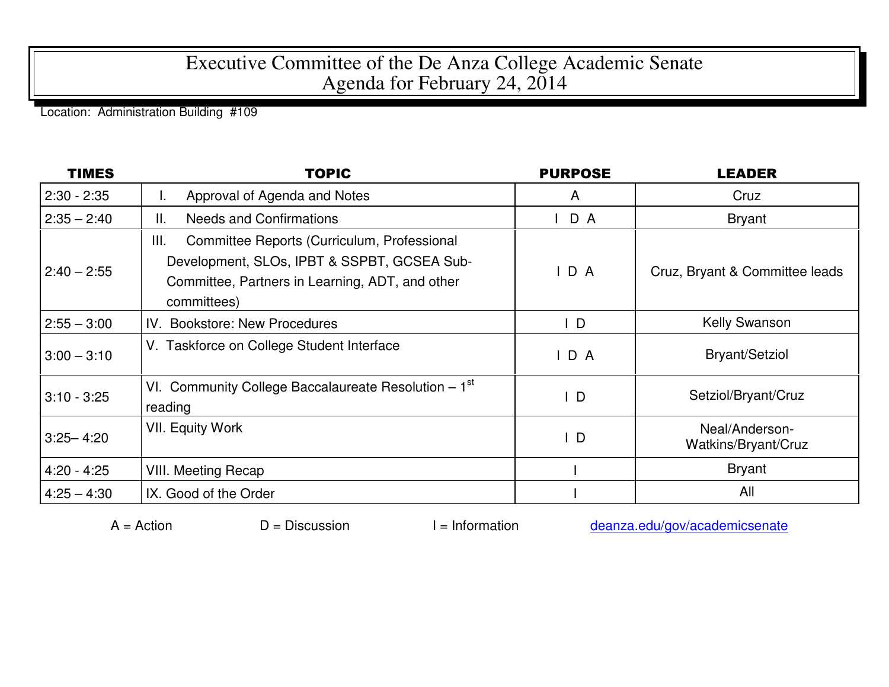# Executive Committee of the De Anza College Academic Senate
# Agenda for February 24, 2014

Location: Administration Building #109

| TIMES | TOPIC | PURPOSE | LEADER |
|---|---|---|---|
| 2:30 - 2:35 | I. Approval of Agenda and Notes | A | Cruz |
| 2:35 – 2:40 | II. Needs and Confirmations | I D A | Bryant |
| 2:40 – 2:55 | III. Committee Reports (Curriculum, Professional Development, SLOs, IPBT & SSPBT, GCSEA Sub-Committee, Partners in Learning, ADT, and other committees) | I D A | Cruz, Bryant & Committee leads |
| 2:55 – 3:00 | IV. Bookstore: New Procedures | I D | Kelly Swanson |
| 3:00 – 3:10 | V. Taskforce on College Student Interface | I D A | Bryant/Setziol |
| 3:10 - 3:25 | VI. Community College Baccalaureate Resolution – 1st reading | I D | Setziol/Bryant/Cruz |
| 3:25– 4:20 | VII. Equity Work | I D | Neal/Anderson-Watkins/Bryant/Cruz |
| 4:20 - 4:25 | VIII. Meeting Recap | I | Bryant |
| 4:25 – 4:30 | IX. Good of the Order | I | All |

A = Action D = Discussion I = Information deanza.edu/gov/academicsenate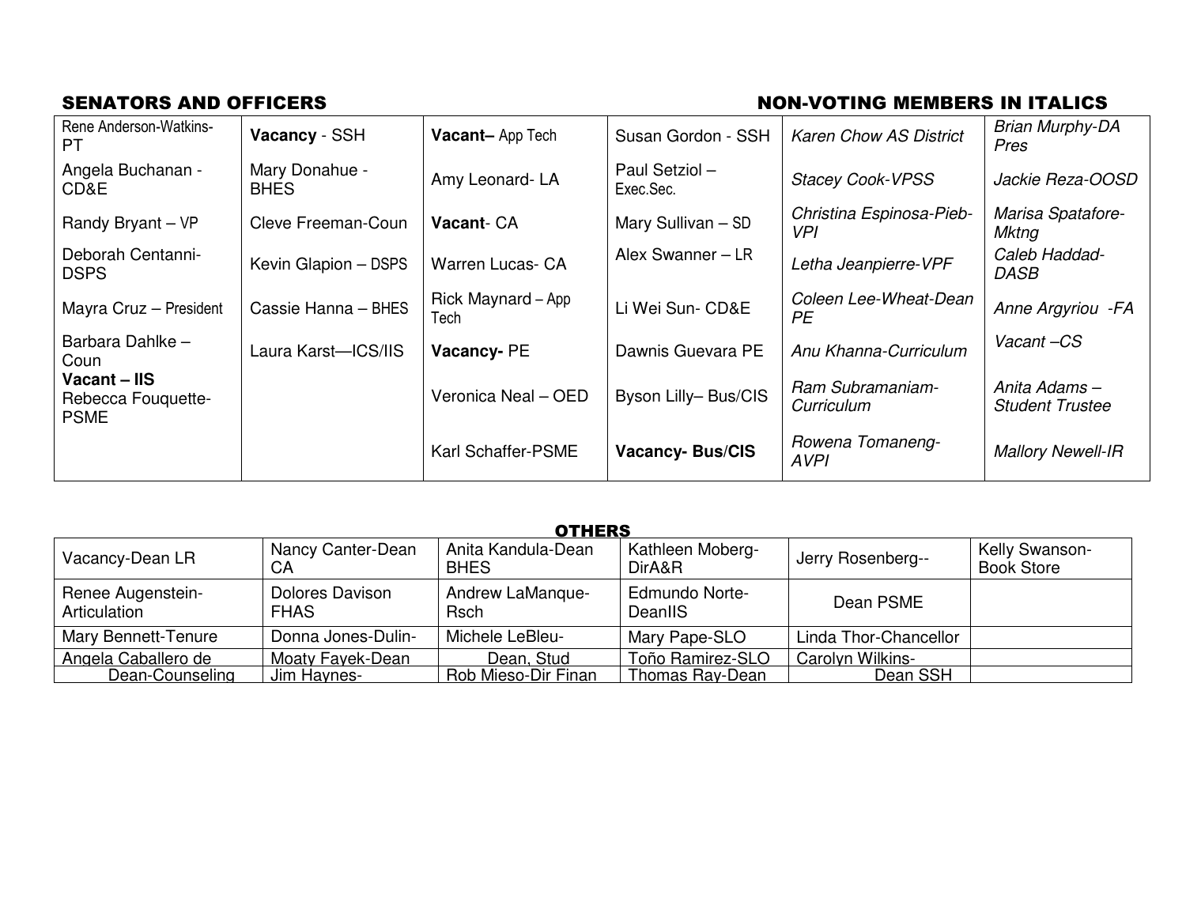**SENATORS AND OFFICERS** **NON-VOTING MEMBERS IN ITALICS**

| | | | | | |
|---|---|---|---|---|---|
| Rene Anderson-Watkins-PT | **Vacancy** - SSH | **Vacant–** App Tech | Susan Gordon - SSH | *Karen Chow AS District* | *Brian Murphy-DA Pres* |
| Angela Buchanan - CD&E | Mary Donahue - BHES | Amy Leonard- LA | Paul Setziol – Exec.Sec. | *Stacey Cook-VPSS* | *Jackie Reza-OOSD* |
| Randy Bryant – VP | Cleve Freeman-Coun | **Vacant**- CA | Mary Sullivan – SD | *Christina Espinosa-Pieb-VPI* | *Marisa Spatafore-Mktng* |
| Deborah Centanni-DSPS | Kevin Glapion – DSPS | Warren Lucas- CA | Alex Swanner – LR | *Letha Jeanpierre-VPF* | *Caleb Haddad-DASB* |
| Mayra Cruz – President | Cassie Hanna – BHES | Rick Maynard – App Tech | Li Wei Sun- CD&E | *Coleen Lee-Wheat-Dean PE* | *Anne Argyriou -FA* |
| Barbara Dahlke – Coun | Laura Karst—ICS/IIS | **Vacancy-** PE | Dawnis Guevara PE | *Anu Khanna-Curriculum* | *Vacant –CS* |
| **Vacant – IIS** Rebecca Fouquette-PSME | | Veronica Neal – OED | Byson Lilly– Bus/CIS | *Ram Subramaniam-Curriculum* | *Anita Adams – Student Trustee* |
| | | Karl Schaffer-PSME | **Vacancy- Bus/CIS** | *Rowena Tomaneng-AVPI* | *Mallory Newell-IR* |

**OTHERS**

| | | | | | |
|---|---|---|---|---|---|
| Vacancy-Dean LR | Nancy Canter-Dean CA | Anita Kandula-Dean BHES | Kathleen Moberg-DirA&R | Jerry Rosenberg-- | Kelly Swanson-Book Store |
| Renee Augenstein-Articulation | Dolores Davison FHAS | Andrew LaManque-Rsch | Edmundo Norte-DeanIIS | Dean PSME | |
| Mary Bennett-Tenure | Donna Jones-Dulin- | Michele LeBleu- | Mary Pape-SLO | Linda Thor-Chancellor | |
| Angela Caballero de | Moaty Fayek-Dean | Dean, Stud | Toño Ramirez-SLO | Carolyn Wilkins- | |
| Dean-Counseling | Jim Haynes- | Rob Mieso-Dir Finan | Thomas Ray-Dean | Dean SSH | |